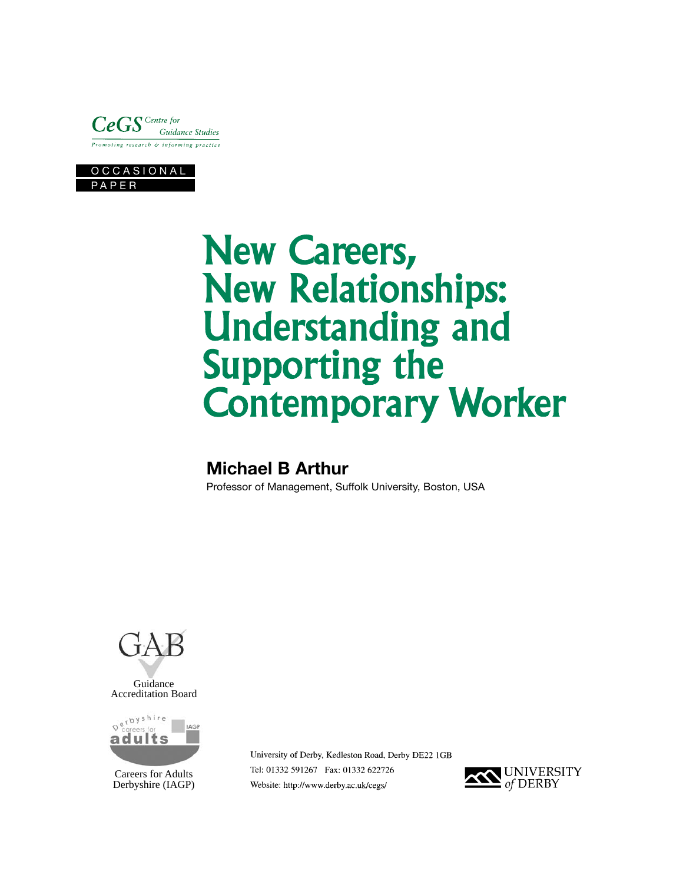CeGS Centre for Guidance Studies

*Promoting research & informing practice*

OCCASIONAL PAPER

# New Careers, New Relationships: Understanding and Supporting the Contemporary Worker

**Michael B Arthur**

Professor of Management, Suffolk University, Boston, USA

GAB

Guidance Accreditation Board

Derbyshire careers for adults IAGP

Careers for Adults Derbyshire (IAGP)

University of Derby, Kedleston Road, Derby DE22 1GB
Tel: 01332 591267 Fax: 01332 622726
Website: http://www.derby.ac.uk/cegs/

UNIVERSITY *of* DERBY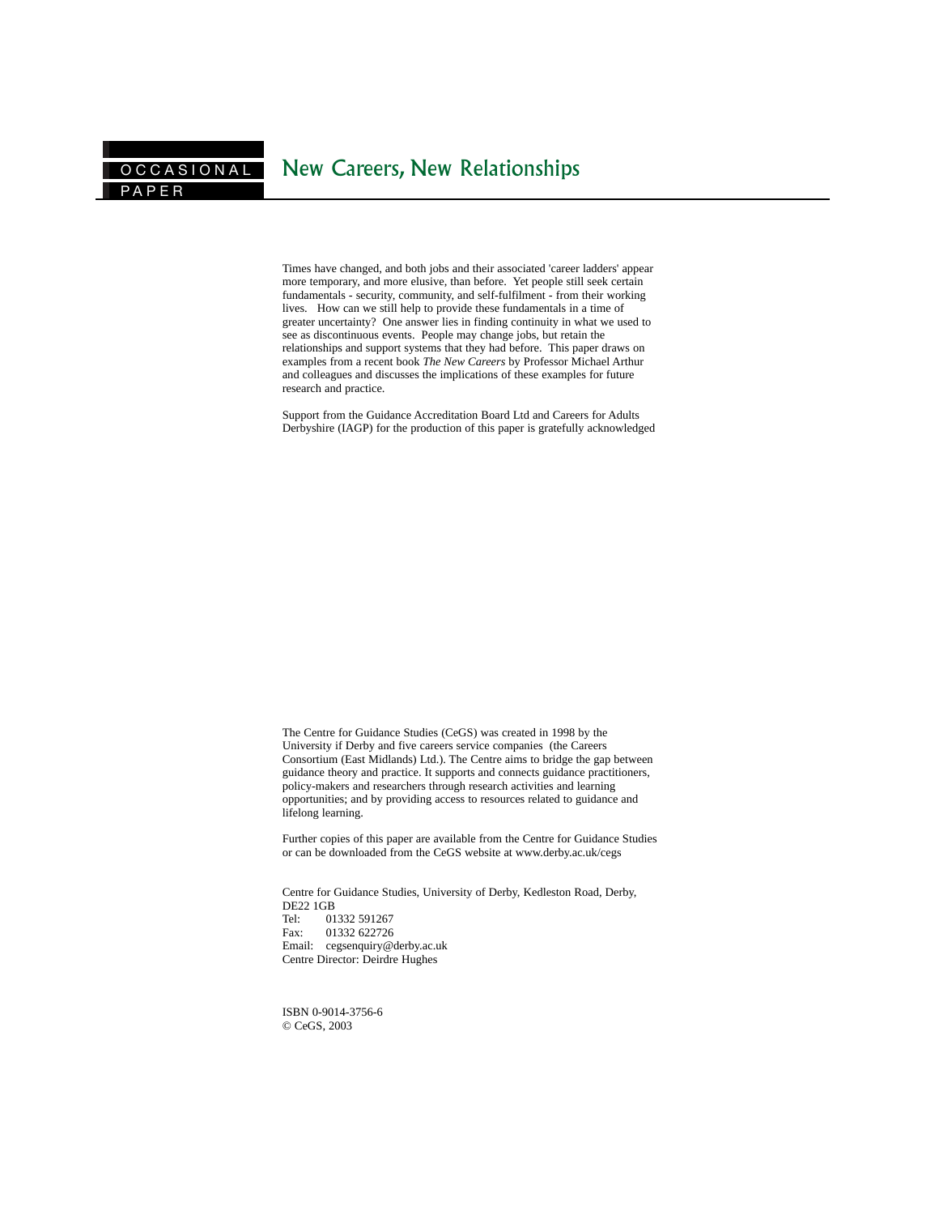OCCASIONAL PAPER

# New Careers, New Relationships

Times have changed, and both jobs and their associated 'career ladders' appear more temporary, and more elusive, than before. Yet people still seek certain fundamentals - security, community, and self-fulfilment - from their working lives. How can we still help to provide these fundamentals in a time of greater uncertainty? One answer lies in finding continuity in what we used to see as discontinuous events. People may change jobs, but retain the relationships and support systems that they had before. This paper draws on examples from a recent book *The New Careers* by Professor Michael Arthur and colleagues and discusses the implications of these examples for future research and practice.

Support from the Guidance Accreditation Board Ltd and Careers for Adults Derbyshire (IAGP) for the production of this paper is gratefully acknowledged

The Centre for Guidance Studies (CeGS) was created in 1998 by the University if Derby and five careers service companies (the Careers Consortium (East Midlands) Ltd.). The Centre aims to bridge the gap between guidance theory and practice. It supports and connects guidance practitioners, policy-makers and researchers through research activities and learning opportunities; and by providing access to resources related to guidance and lifelong learning.

Further copies of this paper are available from the Centre for Guidance Studies or can be downloaded from the CeGS website at www.derby.ac.uk/cegs

Centre for Guidance Studies, University of Derby, Kedleston Road, Derby, DE22 1GB
Tel: 01332 591267
Fax: 01332 622726
Email: cegsenquiry@derby.ac.uk
Centre Director: Deirdre Hughes

ISBN 0-9014-3756-6
© CeGS, 2003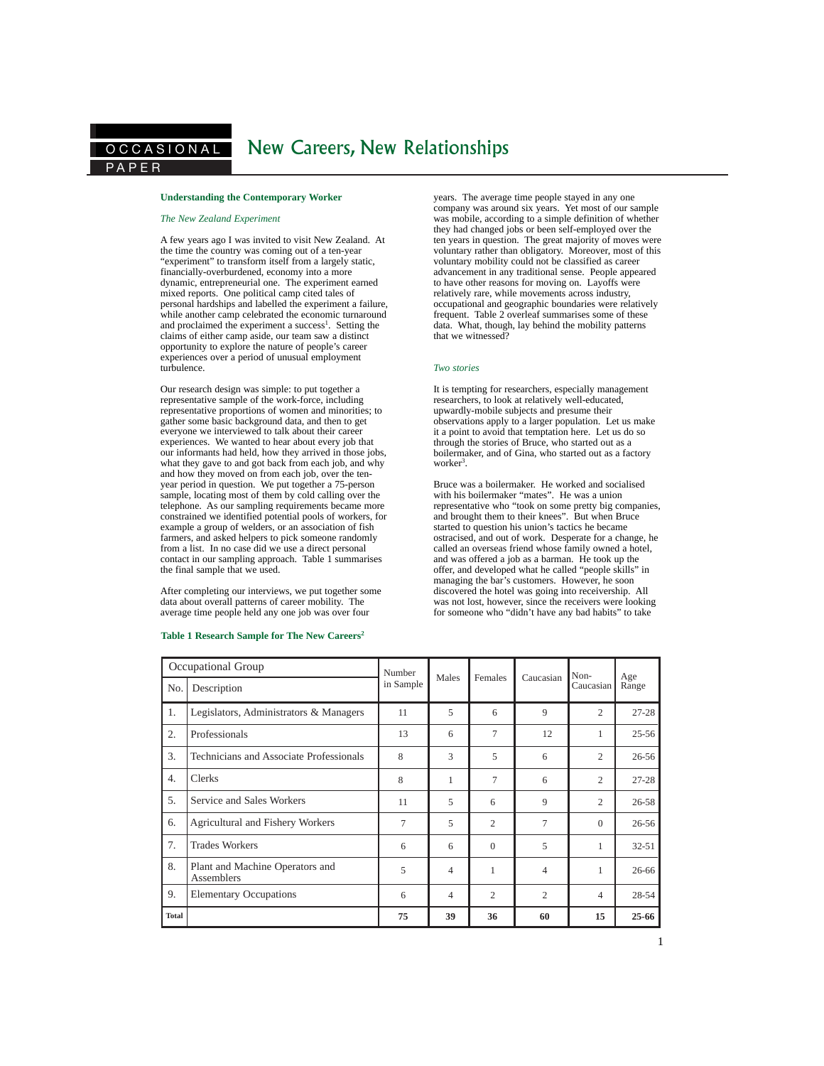# New Careers, New Relationships

## Understanding the Contemporary Worker

### *The New Zealand Experiment*

A few years ago I was invited to visit New Zealand. At the time the country was coming out of a ten-year "experiment" to transform itself from a largely static, financially-overburdened, economy into a more dynamic, entrepreneurial one. The experiment earned mixed reports. One political camp cited tales of personal hardships and labelled the experiment a failure, while another camp celebrated the economic turnaround and proclaimed the experiment a success[1]. Setting the claims of either camp aside, our team saw a distinct opportunity to explore the nature of people's career experiences over a period of unusual employment turbulence.

Our research design was simple: to put together a representative sample of the work-force, including representative proportions of women and minorities; to gather some basic background data, and then to get everyone we interviewed to talk about their career experiences. We wanted to hear about every job that our informants had held, how they arrived in those jobs, what they gave to and got back from each job, and why and how they moved on from each job, over the ten-year period in question. We put together a 75-person sample, locating most of them by cold calling over the telephone. As our sampling requirements became more constrained we identified potential pools of workers, for example a group of welders, or an association of fish farmers, and asked helpers to pick someone randomly from a list. In no case did we use a direct personal contact in our sampling approach. Table 1 summarises the final sample that we used.

After completing our interviews, we put together some data about overall patterns of career mobility. The average time people held any one job was over four years. The average time people stayed in any one company was around six years. Yet most of our sample was mobile, according to a simple definition of whether they had changed jobs or been self-employed over the ten years in question. The great majority of moves were voluntary rather than obligatory. Moreover, most of this voluntary mobility could not be classified as career advancement in any traditional sense. People appeared to have other reasons for moving on. Layoffs were relatively rare, while movements across industry, occupational and geographic boundaries were relatively frequent. Table 2 overleaf summarises some of these data. What, though, lay behind the mobility patterns that we witnessed?

**Table 1 Research Sample for The New Careers[2]**

| Occupational Group | | Number in Sample | Males | Females | Caucasian | Non-Caucasian | Age Range |
|---|---|---|---|---|---|---|---|
| No. | Description | | | | | | |
| 1. | Legislators, Administrators & Managers | 11 | 5 | 6 | 9 | 2 | 27-28 |
| 2. | Professionals | 13 | 6 | 7 | 12 | 1 | 25-56 |
| 3. | Technicians and Associate Professionals | 8 | 3 | 5 | 6 | 2 | 26-56 |
| 4. | Clerks | 8 | 1 | 7 | 6 | 2 | 27-28 |
| 5. | Service and Sales Workers | 11 | 5 | 6 | 9 | 2 | 26-58 |
| 6. | Agricultural and Fishery Workers | 7 | 5 | 2 | 7 | 0 | 26-56 |
| 7. | Trades Workers | 6 | 6 | 0 | 5 | 1 | 32-51 |
| 8. | Plant and Machine Operators and Assemblers | 5 | 4 | 1 | 4 | 1 | 26-66 |
| 9. | Elementary Occupations | 6 | 4 | 2 | 2 | 4 | 28-54 |
| **Total** | | **75** | **39** | **36** | **60** | **15** | **25-66** |

### *Two stories*

It is tempting for researchers, especially management researchers, to look at relatively well-educated, upwardly-mobile subjects and presume their observations apply to a larger population. Let us make it a point to avoid that temptation here. Let us do so through the stories of Bruce, who started out as a boilermaker, and of Gina, who started out as a factory worker[3].

Bruce was a boilermaker. He worked and socialised with his boilermaker "mates". He was a union representative who "took on some pretty big companies, and brought them to their knees". But when Bruce started to question his union's tactics he became ostracised, and out of work. Desperate for a change, he called an overseas friend whose family owned a hotel, and was offered a job as a barman. He took up the offer, and developed what he called "people skills" in managing the bar's customers. However, he soon discovered the hotel was going into receivership. All was not lost, however, since the receivers were looking for someone who "didn't have any bad habits" to take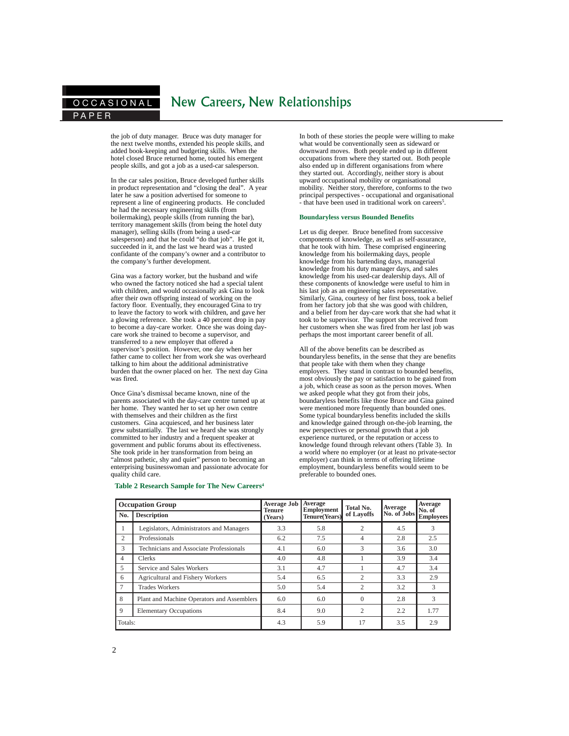the job of duty manager. Bruce was duty manager for the next twelve months, extended his people skills, and added book-keeping and budgeting skills. When the hotel closed Bruce returned home, touted his emergent people skills, and got a job as a used-car salesperson.

In the car sales position, Bruce developed further skills in product representation and "closing the deal". A year later he saw a position advertised for someone to represent a line of engineering products. He concluded he had the necessary engineering skills (from boilermaking), people skills (from running the bar), territory management skills (from being the hotel duty manager), selling skills (from being a used-car salesperson) and that he could "do that job". He got it, succeeded in it, and the last we heard was a trusted confidante of the company's owner and a contributor to the company's further development.

Gina was a factory worker, but the husband and wife who owned the factory noticed she had a special talent with children, and would occasionally ask Gina to look after their own offspring instead of working on the factory floor. Eventually, they encouraged Gina to try to leave the factory to work with children, and gave her a glowing reference. She took a 40 percent drop in pay to become a day-care worker. Once she was doing day-care work she trained to become a supervisor, and transferred to a new employer that offered a supervisor's position. However, one day when her father came to collect her from work she was overheard talking to him about the additional administrative burden that the owner placed on her. The next day Gina was fired.

Once Gina's dismissal became known, nine of the parents associated with the day-care centre turned up at her home. They wanted her to set up her own centre with themselves and their children as the first customers. Gina acquiesced, and her business later grew substantially. The last we heard she was strongly committed to her industry and a frequent speaker at government and public forums about its effectiveness. She took pride in her transformation from being an "almost pathetic, shy and quiet" person to becoming an enterprising businesswoman and passionate advocate for quality child care.

In both of these stories the people were willing to make what would be conventionally seen as sideward or downward moves. Both people ended up in different occupations from where they started out. Both people also ended up in different organisations from where they started out. Accordingly, neither story is about upward occupational mobility or organisational mobility. Neither story, therefore, conforms to the two principal perspectives - occupational and organisational - that have been used in traditional work on careers[5].

### Boundaryless versus Bounded Benefits

Let us dig deeper. Bruce benefited from successive components of knowledge, as well as self-assurance, that he took with him. These comprised engineering knowledge from his boilermaking days, people knowledge from his bartending days, managerial knowledge from his duty manager days, and sales knowledge from his used-car dealership days. All of these components of knowledge were useful to him in his last job as an engineering sales representative. Similarly, Gina, courtesy of her first boss, took a belief from her factory job that she was good with children, and a belief from her day-care work that she had what it took to be supervisor. The support she received from her customers when she was fired from her last job was perhaps the most important career benefit of all.

All of the above benefits can be described as boundaryless benefits, in the sense that they are benefits that people take with them when they change employers. They stand in contrast to bounded benefits, most obviously the pay or satisfaction to be gained from a job, which cease as soon as the person moves. When we asked people what they got from their jobs, boundaryless benefits like those Bruce and Gina gained were mentioned more frequently than bounded ones. Some typical boundaryless benefits included the skills and knowledge gained through on-the-job learning, the new perspectives or personal growth that a job experience nurtured, or the reputation or access to knowledge found through relevant others (Table 3). In a world where no employer (or at least no private-sector employer) can think in terms of offering lifetime employment, boundaryless benefits would seem to be preferable to bounded ones.

**Table 2 Research Sample for The New Careers[4]**

| Occupation Group | | Average Job Tenure (Years) | Average Employment Tenure(Years) | Total No. of Layoffs | Average No. of Jobs | Average No. of Employees |
|---|---|---|---|---|---|---|
| No. | Description | | | | | |
| 1 | Legislators, Administrators and Managers | 3.3 | 5.8 | 2 | 4.5 | 3 |
| 2 | Professionals | 6.2 | 7.5 | 4 | 2.8 | 2.5 |
| 3 | Technicians and Associate Professionals | 4.1 | 6.0 | 3 | 3.6 | 3.0 |
| 4 | Clerks | 4.0 | 4.8 | 1 | 3.9 | 3.4 |
| 5 | Service and Sales Workers | 3.1 | 4.7 | 1 | 4.7 | 3.4 |
| 6 | Agricultural and Fishery Workers | 5.4 | 6.5 | 2 | 3.3 | 2.9 |
| 7 | Trades Workers | 5.0 | 5.4 | 2 | 3.2 | 3 |
| 8 | Plant and Machine Operators and Assemblers | 6.0 | 6.0 | 0 | 2.8 | 3 |
| 9 | Elementary Occupations | 8.4 | 9.0 | 2 | 2.2 | 1.77 |
| Totals: | | 4.3 | 5.9 | 17 | 3.5 | 2.9 |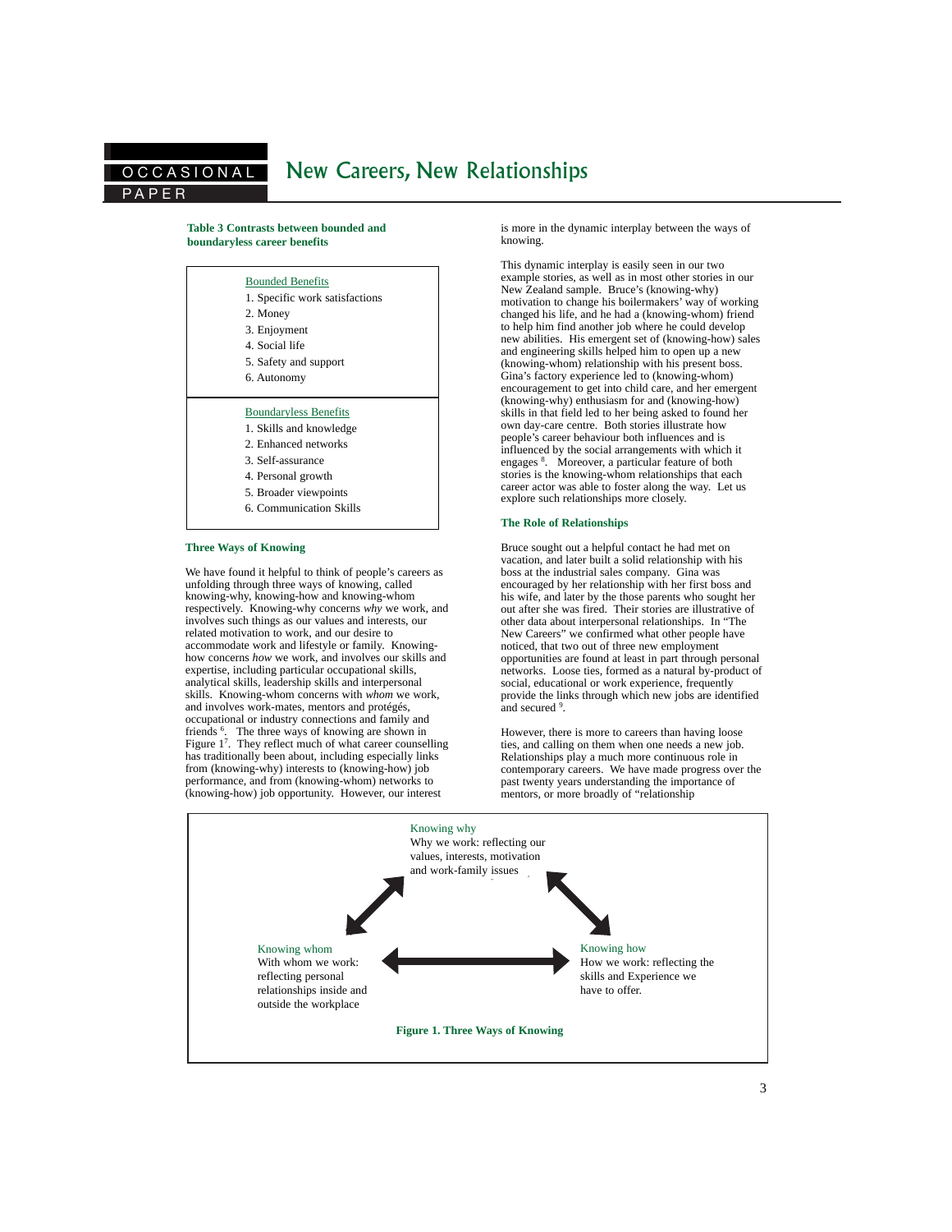**Table 3 Contrasts between bounded and boundaryless career benefits**

| Bounded Benefits |
|---|
| 1. Specific work satisfactions |
| 2. Money |
| 3. Enjoyment |
| 4. Social life |
| 5. Safety and support |
| 6. Autonomy |
| **Boundaryless Benefits** |
| 1. Skills and knowledge |
| 2. Enhanced networks |
| 3. Self-assurance |
| 4. Personal growth |
| 5. Broader viewpoints |
| 6. Communication Skills |

### Three Ways of Knowing

We have found it helpful to think of people's careers as unfolding through three ways of knowing, called knowing-why, knowing-how and knowing-whom respectively. Knowing-why concerns *why* we work, and involves such things as our values and interests, our related motivation to work, and our desire to accommodate work and lifestyle or family. Knowing-how concerns *how* we work, and involves our skills and expertise, including particular occupational skills, analytical skills, leadership skills and interpersonal skills. Knowing-whom concerns with *whom* we work, and involves work-mates, mentors and protégés, occupational or industry connections and family and friends [6]. The three ways of knowing are shown in Figure 1[7]. They reflect much of what career counselling has traditionally been about, including especially links from (knowing-why) interests to (knowing-how) job performance, and from (knowing-whom) networks to (knowing-how) job opportunity. However, our interest is more in the dynamic interplay between the ways of knowing.

This dynamic interplay is easily seen in our two example stories, as well as in most other stories in our New Zealand sample. Bruce's (knowing-why) motivation to change his boilermakers' way of working changed his life, and he had a (knowing-whom) friend to help him find another job where he could develop new abilities. His emergent set of (knowing-how) sales and engineering skills helped him to open up a new (knowing-whom) relationship with his present boss. Gina's factory experience led to (knowing-whom) encouragement to get into child care, and her emergent (knowing-why) enthusiasm for and (knowing-how) skills in that field led to her being asked to found her own day-care centre. Both stories illustrate how people's career behaviour both influences and is influenced by the social arrangements with which it engages [8]. Moreover, a particular feature of both stories is the knowing-whom relationships that each career actor was able to foster along the way. Let us explore such relationships more closely.

### The Role of Relationships

Bruce sought out a helpful contact he had met on vacation, and later built a solid relationship with his boss at the industrial sales company. Gina was encouraged by her relationship with her first boss and his wife, and later by the those parents who sought her out after she was fired. Their stories are illustrative of other data about interpersonal relationships. In "The New Careers" we confirmed what other people have noticed, that two out of three new employment opportunities are found at least in part through personal networks. Loose ties, formed as a natural by-product of social, educational or work experience, frequently provide the links through which new jobs are identified and secured [9].

However, there is more to careers than having loose ties, and calling on them when one needs a new job. Relationships play a much more continuous role in contemporary careers. We have made progress over the past twenty years understanding the importance of mentors, or more broadly of "relationship

Knowing why
Why we work: reflecting our values, interests, motivation and work-family issues

Knowing whom
With whom we work: reflecting personal relationships inside and outside the workplace

Knowing how
How we work: reflecting the skills and Experience we have to offer.

**Figure 1. Three Ways of Knowing**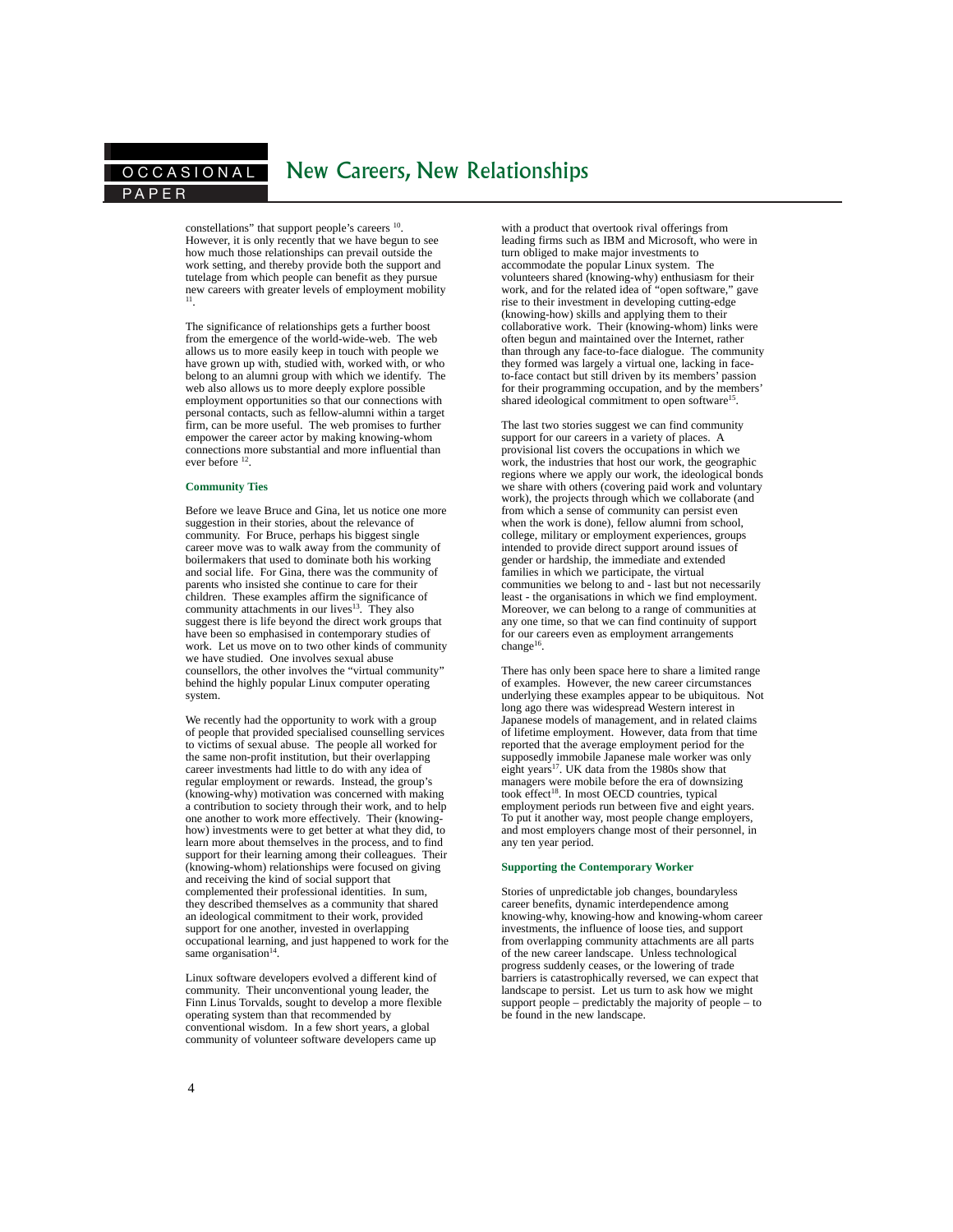constellations" that support people's careers [10]. However, it is only recently that we have begun to see how much those relationships can prevail outside the work setting, and thereby provide both the support and tutelage from which people can benefit as they pursue new careers with greater levels of employment mobility [11].

The significance of relationships gets a further boost from the emergence of the world-wide-web. The web allows us to more easily keep in touch with people we have grown up with, studied with, worked with, or who belong to an alumni group with which we identify. The web also allows us to more deeply explore possible employment opportunities so that our connections with personal contacts, such as fellow-alumni within a target firm, can be more useful. The web promises to further empower the career actor by making knowing-whom connections more substantial and more influential than ever before [12].

### Community Ties

Before we leave Bruce and Gina, let us notice one more suggestion in their stories, about the relevance of community. For Bruce, perhaps his biggest single career move was to walk away from the community of boilermakers that used to dominate both his working and social life. For Gina, there was the community of parents who insisted she continue to care for their children. These examples affirm the significance of community attachments in our lives[13]. They also suggest there is life beyond the direct work groups that have been so emphasised in contemporary studies of work. Let us move on to two other kinds of community we have studied. One involves sexual abuse counsellors, the other involves the "virtual community" behind the highly popular Linux computer operating system.

We recently had the opportunity to work with a group of people that provided specialised counselling services to victims of sexual abuse. The people all worked for the same non-profit institution, but their overlapping career investments had little to do with any idea of regular employment or rewards. Instead, the group's (knowing-why) motivation was concerned with making a contribution to society through their work, and to help one another to work more effectively. Their (knowing-how) investments were to get better at what they did, to learn more about themselves in the process, and to find support for their learning among their colleagues. Their (knowing-whom) relationships were focused on giving and receiving the kind of social support that complemented their professional identities. In sum, they described themselves as a community that shared an ideological commitment to their work, provided support for one another, invested in overlapping occupational learning, and just happened to work for the same organisation[14].

Linux software developers evolved a different kind of community. Their unconventional young leader, the Finn Linus Torvalds, sought to develop a more flexible operating system than that recommended by conventional wisdom. In a few short years, a global community of volunteer software developers came up with a product that overtook rival offerings from leading firms such as IBM and Microsoft, who were in turn obliged to make major investments to accommodate the popular Linux system. The volunteers shared (knowing-why) enthusiasm for their work, and for the related idea of "open software," gave rise to their investment in developing cutting-edge (knowing-how) skills and applying them to their collaborative work. Their (knowing-whom) links were often begun and maintained over the Internet, rather than through any face-to-face dialogue. The community they formed was largely a virtual one, lacking in face-to-face contact but still driven by its members' passion for their programming occupation, and by the members' shared ideological commitment to open software[15].

The last two stories suggest we can find community support for our careers in a variety of places. A provisional list covers the occupations in which we work, the industries that host our work, the geographic regions where we apply our work, the ideological bonds we share with others (covering paid work and voluntary work), the projects through which we collaborate (and from which a sense of community can persist even when the work is done), fellow alumni from school, college, military or employment experiences, groups intended to provide direct support around issues of gender or hardship, the immediate and extended families in which we participate, the virtual communities we belong to and - last but not necessarily least - the organisations in which we find employment. Moreover, we can belong to a range of communities at any one time, so that we can find continuity of support for our careers even as employment arrangements change[16].

There has only been space here to share a limited range of examples. However, the new career circumstances underlying these examples appear to be ubiquitous. Not long ago there was widespread Western interest in Japanese models of management, and in related claims of lifetime employment. However, data from that time reported that the average employment period for the supposedly immobile Japanese male worker was only eight years[17]. UK data from the 1980s show that managers were mobile before the era of downsizing took effect[18]. In most OECD countries, typical employment periods run between five and eight years. To put it another way, most people change employers, and most employers change most of their personnel, in any ten year period.

### Supporting the Contemporary Worker

Stories of unpredictable job changes, boundaryless career benefits, dynamic interdependence among knowing-why, knowing-how and knowing-whom career investments, the influence of loose ties, and support from overlapping community attachments are all parts of the new career landscape. Unless technological progress suddenly ceases, or the lowering of trade barriers is catastrophically reversed, we can expect that landscape to persist. Let us turn to ask how we might support people – predictably the majority of people – to be found in the new landscape.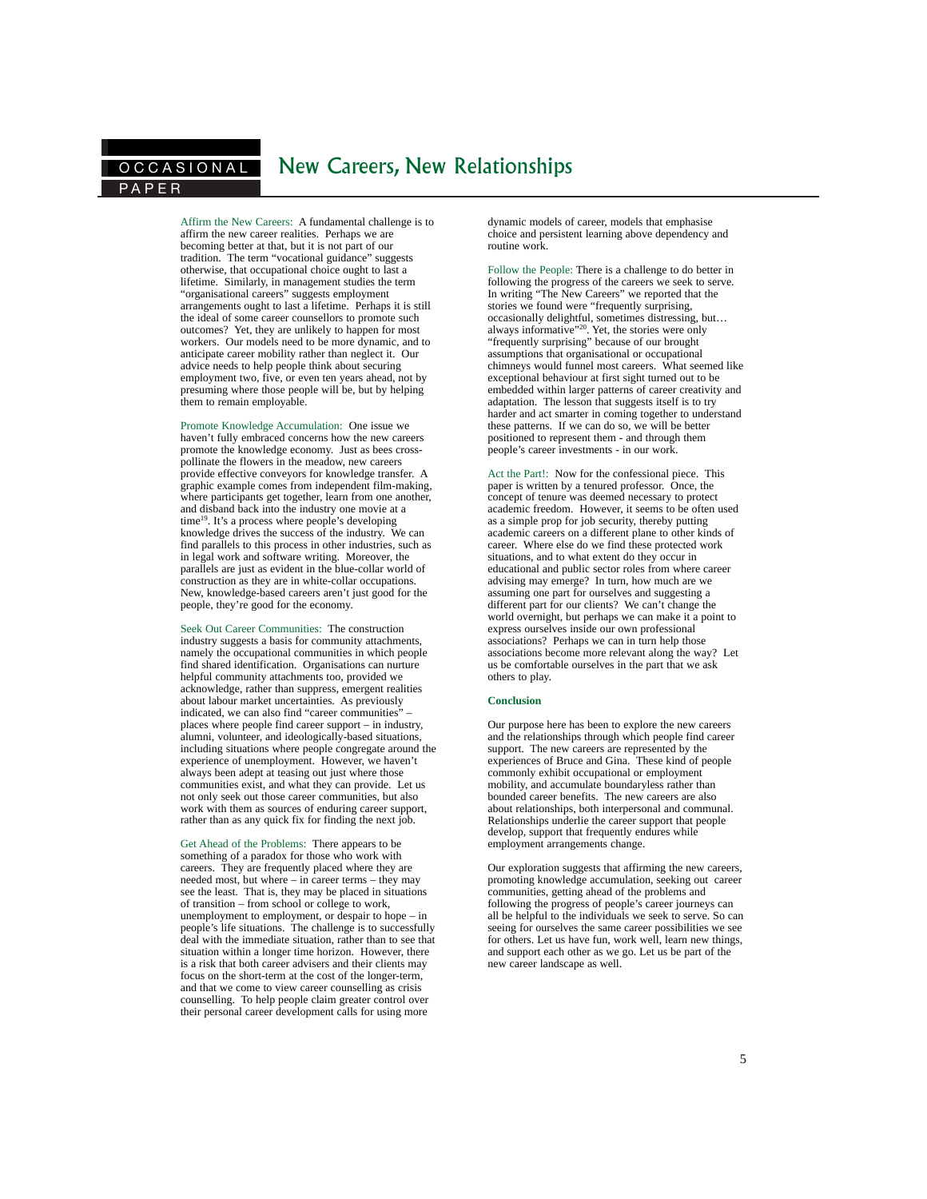Affirm the New Careers: A fundamental challenge is to affirm the new career realities. Perhaps we are becoming better at that, but it is not part of our tradition. The term "vocational guidance" suggests otherwise, that occupational choice ought to last a lifetime. Similarly, in management studies the term "organisational careers" suggests employment arrangements ought to last a lifetime. Perhaps it is still the ideal of some career counsellors to promote such outcomes? Yet, they are unlikely to happen for most workers. Our models need to be more dynamic, and to anticipate career mobility rather than neglect it. Our advice needs to help people think about securing employment two, five, or even ten years ahead, not by presuming where those people will be, but by helping them to remain employable.

Promote Knowledge Accumulation: One issue we haven't fully embraced concerns how the new careers promote the knowledge economy. Just as bees cross-pollinate the flowers in the meadow, new careers provide effective conveyors for knowledge transfer. A graphic example comes from independent film-making, where participants get together, learn from one another, and disband back into the industry one movie at a time[19]. It's a process where people's developing knowledge drives the success of the industry. We can find parallels to this process in other industries, such as in legal work and software writing. Moreover, the parallels are just as evident in the blue-collar world of construction as they are in white-collar occupations. New, knowledge-based careers aren't just good for the people, they're good for the economy.

Seek Out Career Communities: The construction industry suggests a basis for community attachments, namely the occupational communities in which people find shared identification. Organisations can nurture helpful community attachments too, provided we acknowledge, rather than suppress, emergent realities about labour market uncertainties. As previously indicated, we can also find "career communities" – places where people find career support – in industry, alumni, volunteer, and ideologically-based situations, including situations where people congregate around the experience of unemployment. However, we haven't always been adept at teasing out just where those communities exist, and what they can provide. Let us not only seek out those career communities, but also work with them as sources of enduring career support, rather than as any quick fix for finding the next job.

Get Ahead of the Problems: There appears to be something of a paradox for those who work with careers. They are frequently placed where they are needed most, but where – in career terms – they may see the least. That is, they may be placed in situations of transition – from school or college to work, unemployment to employment, or despair to hope – in people's life situations. The challenge is to successfully deal with the immediate situation, rather than to see that situation within a longer time horizon. However, there is a risk that both career advisers and their clients may focus on the short-term at the cost of the longer-term, and that we come to view career counselling as crisis counselling. To help people claim greater control over their personal career development calls for using more dynamic models of career, models that emphasise choice and persistent learning above dependency and routine work.

Follow the People: There is a challenge to do better in following the progress of the careers we seek to serve. In writing "The New Careers" we reported that the stories we found were "frequently surprising, occasionally delightful, sometimes distressing, but… always informative"[20]. Yet, the stories were only "frequently surprising" because of our brought assumptions that organisational or occupational chimneys would funnel most careers. What seemed like exceptional behaviour at first sight turned out to be embedded within larger patterns of career creativity and adaptation. The lesson that suggests itself is to try harder and act smarter in coming together to understand these patterns. If we can do so, we will be better positioned to represent them - and through them people's career investments - in our work.

Act the Part!: Now for the confessional piece. This paper is written by a tenured professor. Once, the concept of tenure was deemed necessary to protect academic freedom. However, it seems to be often used as a simple prop for job security, thereby putting academic careers on a different plane to other kinds of career. Where else do we find these protected work situations, and to what extent do they occur in educational and public sector roles from where career advising may emerge? In turn, how much are we assuming one part for ourselves and suggesting a different part for our clients? We can't change the world overnight, but perhaps we can make it a point to express ourselves inside our own professional associations? Perhaps we can in turn help those associations become more relevant along the way? Let us be comfortable ourselves in the part that we ask others to play.

**Conclusion**

Our purpose here has been to explore the new careers and the relationships through which people find career support. The new careers are represented by the experiences of Bruce and Gina. These kind of people commonly exhibit occupational or employment mobility, and accumulate boundaryless rather than bounded career benefits. The new careers are also about relationships, both interpersonal and communal. Relationships underlie the career support that people develop, support that frequently endures while employment arrangements change.

Our exploration suggests that affirming the new careers, promoting knowledge accumulation, seeking out career communities, getting ahead of the problems and following the progress of people's career journeys can all be helpful to the individuals we seek to serve. So can seeing for ourselves the same career possibilities we see for others. Let us have fun, work well, learn new things, and support each other as we go. Let us be part of the new career landscape as well.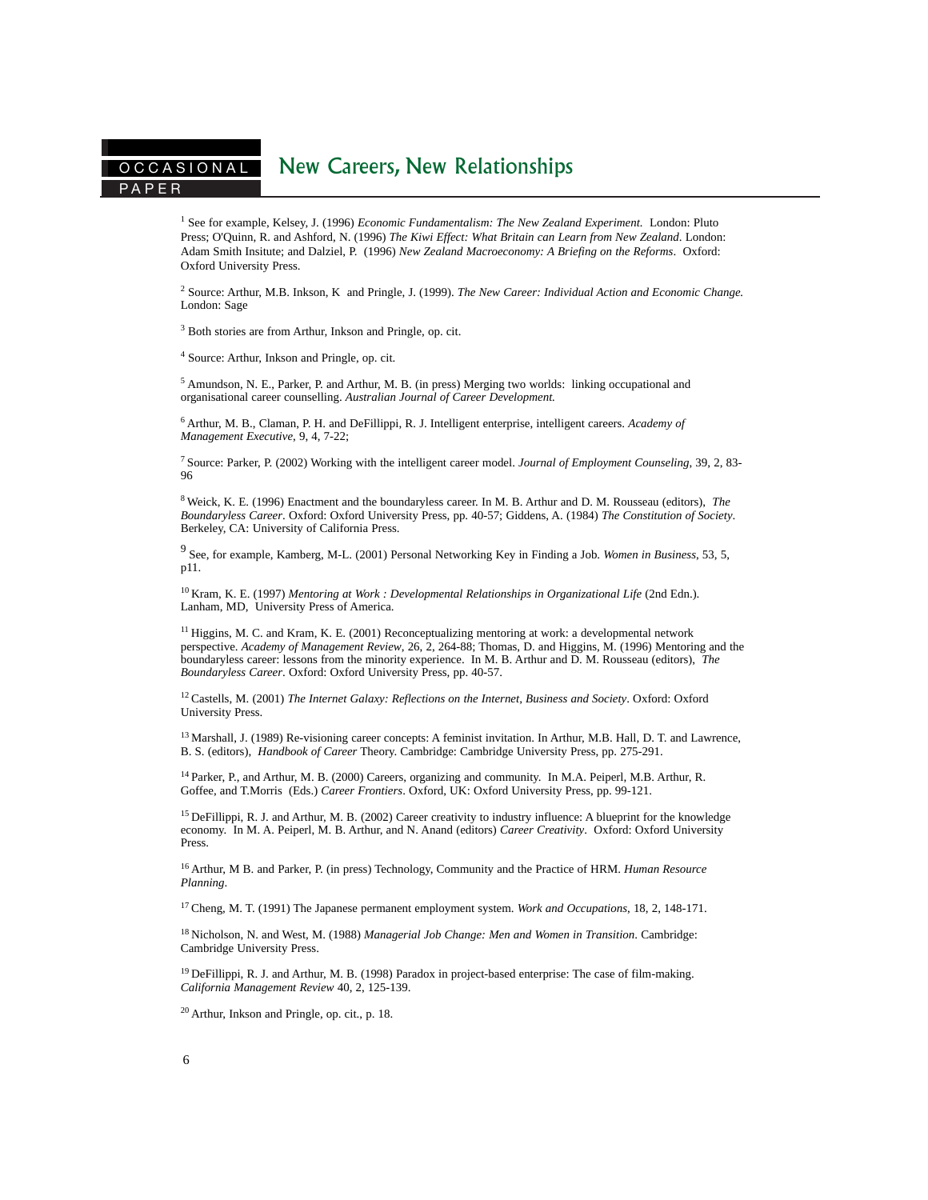[1] See for example, Kelsey, J. (1996) *Economic Fundamentalism: The New Zealand Experiment.* London: Pluto Press; O'Quinn, R. and Ashford, N. (1996) *The Kiwi Effect: What Britain can Learn from New Zealand*. London: Adam Smith Insitute; and Dalziel, P. (1996) *New Zealand Macroeconomy: A Briefing on the Reforms*. Oxford: Oxford University Press.

[2] Source: Arthur, M.B. Inkson, K and Pringle, J. (1999). *The New Career: Individual Action and Economic Change.* London: Sage

[3] Both stories are from Arthur, Inkson and Pringle, op. cit.

[4] Source: Arthur, Inkson and Pringle, op. cit.

[5] Amundson, N. E., Parker, P. and Arthur, M. B. (in press) Merging two worlds: linking occupational and organisational career counselling. *Australian Journal of Career Development.*

[6] Arthur, M. B., Claman, P. H. and DeFillippi, R. J. Intelligent enterprise, intelligent careers. *Academy of Management Executive*, 9, 4, 7-22;

[7] Source: Parker, P. (2002) Working with the intelligent career model. *Journal of Employment Counseling*, 39, 2, 83-96

[8] Weick, K. E. (1996) Enactment and the boundaryless career. In M. B. Arthur and D. M. Rousseau (editors), *The Boundaryless Career*. Oxford: Oxford University Press, pp. 40-57; Giddens, A. (1984) *The Constitution of Society*. Berkeley, CA: University of California Press.

[9] See, for example, Kamberg, M-L. (2001) Personal Networking Key in Finding a Job. *Women in Business*, 53, 5, p11.

[10] Kram, K. E. (1997) *Mentoring at Work : Developmental Relationships in Organizational Life* (2nd Edn.). Lanham, MD, University Press of America.

[11] Higgins, M. C. and Kram, K. E. (2001) Reconceptualizing mentoring at work: a developmental network perspective. *Academy of Management Review*, 26, 2, 264-88; Thomas, D. and Higgins, M. (1996) Mentoring and the boundaryless career: lessons from the minority experience. In M. B. Arthur and D. M. Rousseau (editors), *The Boundaryless Career*. Oxford: Oxford University Press, pp. 40-57.

[12] Castells, M. (2001) *The Internet Galaxy: Reflections on the Internet, Business and Society*. Oxford: Oxford University Press.

[13] Marshall, J. (1989) Re-visioning career concepts: A feminist invitation. In Arthur, M.B. Hall, D. T. and Lawrence, B. S. (editors), *Handbook of Career* Theory. Cambridge: Cambridge University Press, pp. 275-291.

[14] Parker, P., and Arthur, M. B. (2000) Careers, organizing and community. In M.A. Peiperl, M.B. Arthur, R. Goffee, and T.Morris (Eds.) *Career Frontiers*. Oxford, UK: Oxford University Press, pp. 99-121.

[15] DeFillippi, R. J. and Arthur, M. B. (2002) Career creativity to industry influence: A blueprint for the knowledge economy. In M. A. Peiperl, M. B. Arthur, and N. Anand (editors) *Career Creativity*. Oxford: Oxford University Press.

[16] Arthur, M B. and Parker, P. (in press) Technology, Community and the Practice of HRM. *Human Resource Planning*.

[17] Cheng, M. T. (1991) The Japanese permanent employment system. *Work and Occupations*, 18, 2, 148-171.

[18] Nicholson, N. and West, M. (1988) *Managerial Job Change: Men and Women in Transition*. Cambridge: Cambridge University Press.

[19] DeFillippi, R. J. and Arthur, M. B. (1998) Paradox in project-based enterprise: The case of film-making. *California Management Review* 40, 2, 125-139.

[20] Arthur, Inkson and Pringle, op. cit., p. 18.